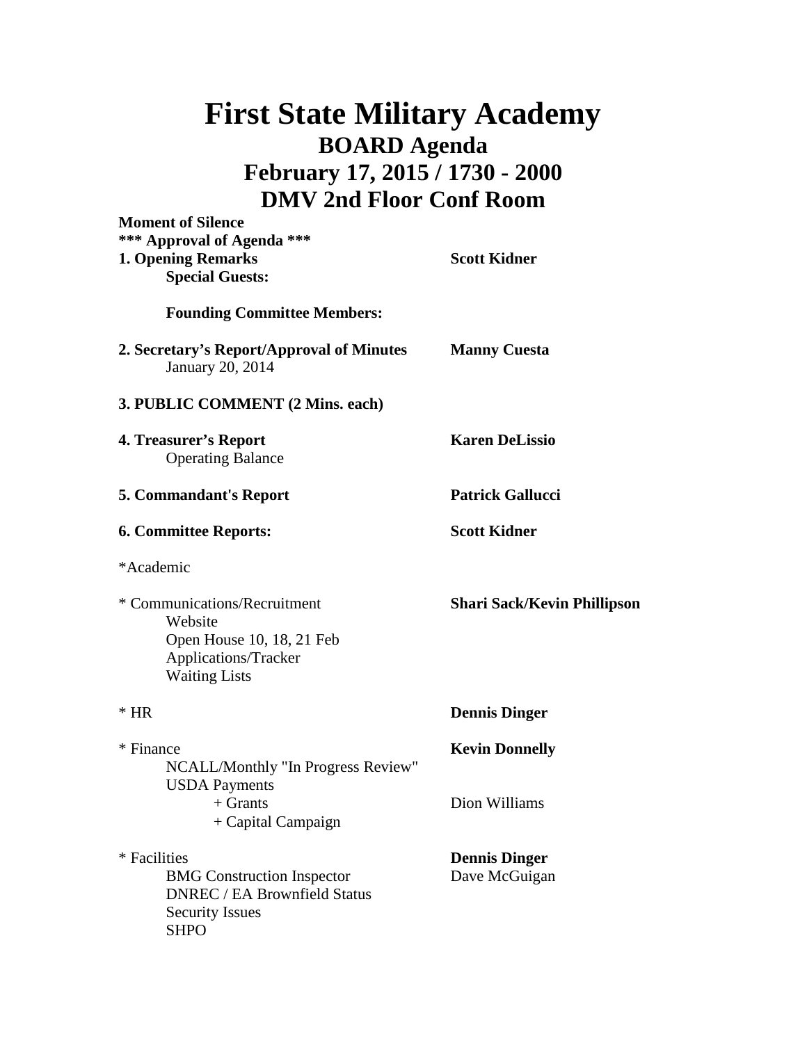# First State Military Academy

## BOARD Agenda

## February 17, 2015 / 1730 - 2000

## DMV 2nd Floor Conf Room

**Moment of Silence**

**\*\*\* Approval of Agenda \*\*\***

**1. Opening Remarks** — **Scott Kidner**

  **Special Guests:**

  **Founding Committee Members:**

**2. Secretary's Report/Approval of Minutes** — **Manny Cuesta**

  January 20, 2014

**3. PUBLIC COMMENT (2 Mins. each)**

**4. Treasurer's Report** — **Karen DeLissio**

  Operating Balance

**5. Commandant's Report** — **Patrick Gallucci**

**6. Committee Reports:** — **Scott Kidner**

*Academic

* Communications/Recruitment — **Shari Sack/Kevin Phillipson**

  Website
  Open House 10, 18, 21 Feb
  Applications/Tracker
  Waiting Lists

* HR — **Dennis Dinger**

* Finance — **Kevin Donnelly**

  NCALL/Monthly "In Progress Review"
  USDA Payments
    + Grants — Dion Williams
    + Capital Campaign

* Facilities — **Dennis Dinger**

  BMG Construction Inspector — Dave McGuigan
  DNREC / EA Brownfield Status
  Security Issues
  SHPO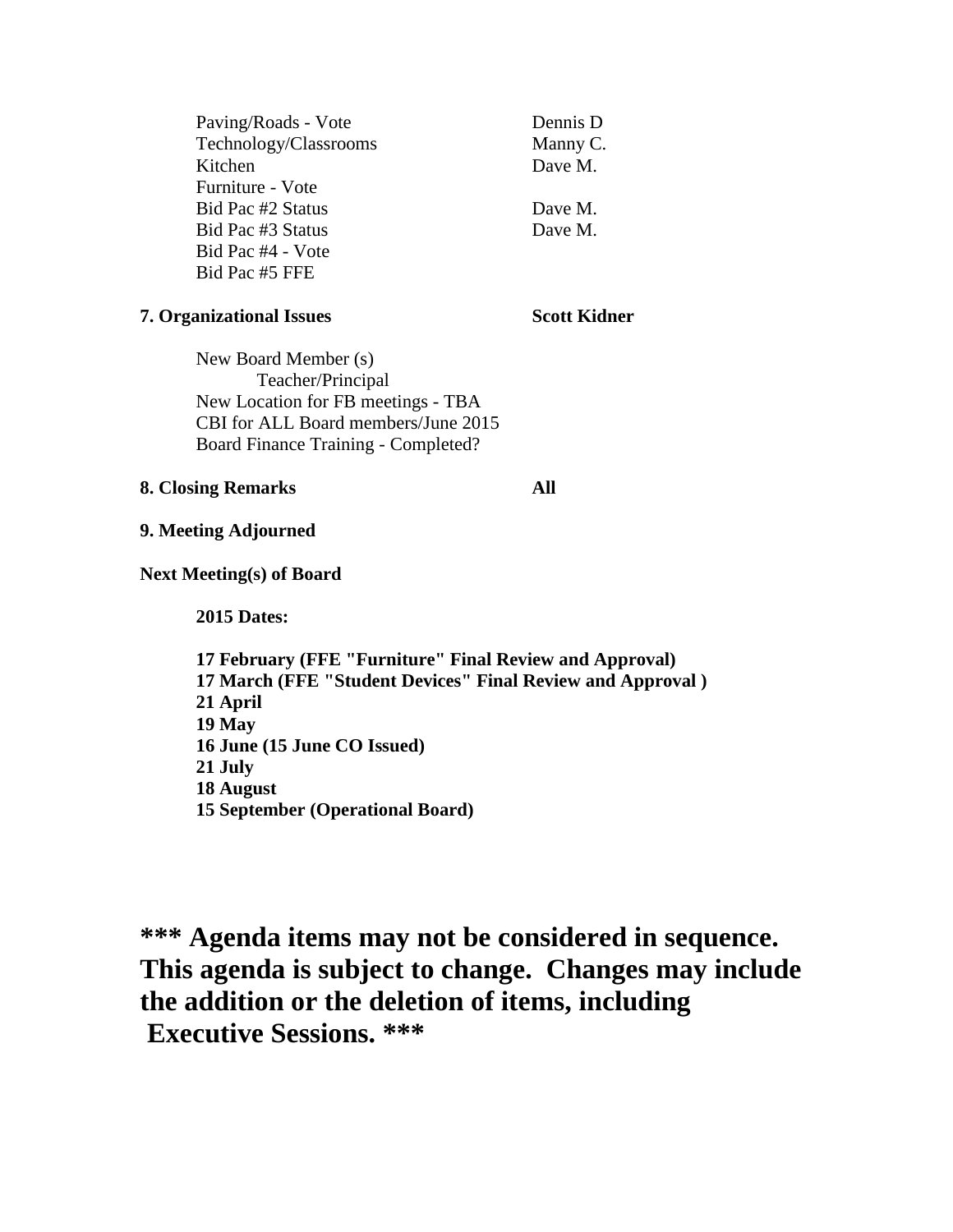| | |
|---|---|
| Paving/Roads - Vote | Dennis D |
| Technology/Classrooms | Manny C. |
| Kitchen | Dave M. |
| Furniture - Vote | |
| Bid Pac #2 Status | Dave M. |
| Bid Pac #3 Status | Dave M. |
| Bid Pac #4 - Vote | |
| Bid Pac #5 FFE | |

**7. Organizational Issues** **Scott Kidner**

New Board Member (s)
- Teacher/Principal

New Location for FB meetings - TBA
CBI for ALL Board members/June 2015
Board Finance Training - Completed?

**8. Closing Remarks** **All**

**9. Meeting Adjourned**

**Next Meeting(s) of Board**

**2015 Dates:**

**17 February (FFE "Furniture" Final Review and Approval)**
**17 March (FFE "Student Devices" Final Review and Approval )**
**21 April**
**19 May**
**16 June (15 June CO Issued)**
**21 July**
**18 August**
**15 September (Operational Board)**

**\*\*\* Agenda items may not be considered in sequence. This agenda is subject to change. Changes may include the addition or the deletion of items, including Executive Sessions. \*\*\***